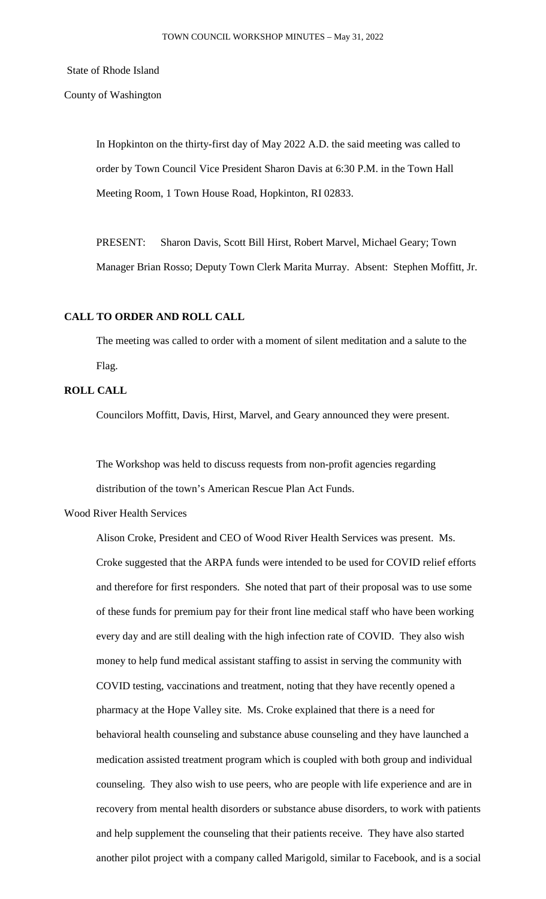State of Rhode Island

County of Washington

In Hopkinton on the thirty-first day of May 2022 A.D. the said meeting was called to order by Town Council Vice President Sharon Davis at 6:30 P.M. in the Town Hall Meeting Room, 1 Town House Road, Hopkinton, RI 02833.

PRESENT: Sharon Davis, Scott Bill Hirst, Robert Marvel, Michael Geary; Town Manager Brian Rosso; Deputy Town Clerk Marita Murray. Absent: Stephen Moffitt, Jr.

**CALL TO ORDER AND ROLL CALL**

The meeting was called to order with a moment of silent meditation and a salute to the Flag.

**ROLL CALL**

Councilors Moffitt, Davis, Hirst, Marvel, and Geary announced they were present.

The Workshop was held to discuss requests from non-profit agencies regarding distribution of the town's American Rescue Plan Act Funds.

Wood River Health Services

Alison Croke, President and CEO of Wood River Health Services was present. Ms. Croke suggested that the ARPA funds were intended to be used for COVID relief efforts and therefore for first responders. She noted that part of their proposal was to use some of these funds for premium pay for their front line medical staff who have been working every day and are still dealing with the high infection rate of COVID. They also wish money to help fund medical assistant staffing to assist in serving the community with COVID testing, vaccinations and treatment, noting that they have recently opened a pharmacy at the Hope Valley site. Ms. Croke explained that there is a need for behavioral health counseling and substance abuse counseling and they have launched a medication assisted treatment program which is coupled with both group and individual counseling. They also wish to use peers, who are people with life experience and are in recovery from mental health disorders or substance abuse disorders, to work with patients and help supplement the counseling that their patients receive. They have also started another pilot project with a company called Marigold, similar to Facebook, and is a social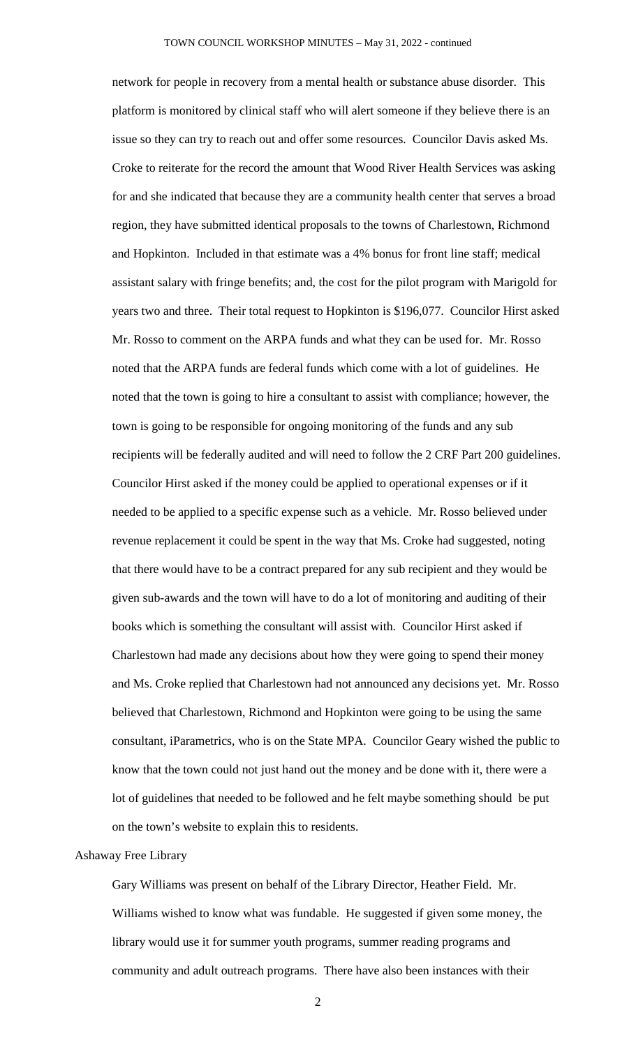network for people in recovery from a mental health or substance abuse disorder. This platform is monitored by clinical staff who will alert someone if they believe there is an issue so they can try to reach out and offer some resources. Councilor Davis asked Ms. Croke to reiterate for the record the amount that Wood River Health Services was asking for and she indicated that because they are a community health center that serves a broad region, they have submitted identical proposals to the towns of Charlestown, Richmond and Hopkinton. Included in that estimate was a 4% bonus for front line staff; medical assistant salary with fringe benefits; and, the cost for the pilot program with Marigold for years two and three. Their total request to Hopkinton is $196,077. Councilor Hirst asked Mr. Rosso to comment on the ARPA funds and what they can be used for. Mr. Rosso noted that the ARPA funds are federal funds which come with a lot of guidelines. He noted that the town is going to hire a consultant to assist with compliance; however, the town is going to be responsible for ongoing monitoring of the funds and any sub recipients will be federally audited and will need to follow the 2 CRF Part 200 guidelines. Councilor Hirst asked if the money could be applied to operational expenses or if it needed to be applied to a specific expense such as a vehicle. Mr. Rosso believed under revenue replacement it could be spent in the way that Ms. Croke had suggested, noting that there would have to be a contract prepared for any sub recipient and they would be given sub-awards and the town will have to do a lot of monitoring and auditing of their books which is something the consultant will assist with. Councilor Hirst asked if Charlestown had made any decisions about how they were going to spend their money and Ms. Croke replied that Charlestown had not announced any decisions yet. Mr. Rosso believed that Charlestown, Richmond and Hopkinton were going to be using the same consultant, iParametrics, who is on the State MPA. Councilor Geary wished the public to know that the town could not just hand out the money and be done with it, there were a lot of guidelines that needed to be followed and he felt maybe something should be put on the town's website to explain this to residents.

Ashaway Free Library

Gary Williams was present on behalf of the Library Director, Heather Field. Mr. Williams wished to know what was fundable. He suggested if given some money, the library would use it for summer youth programs, summer reading programs and community and adult outreach programs. There have also been instances with their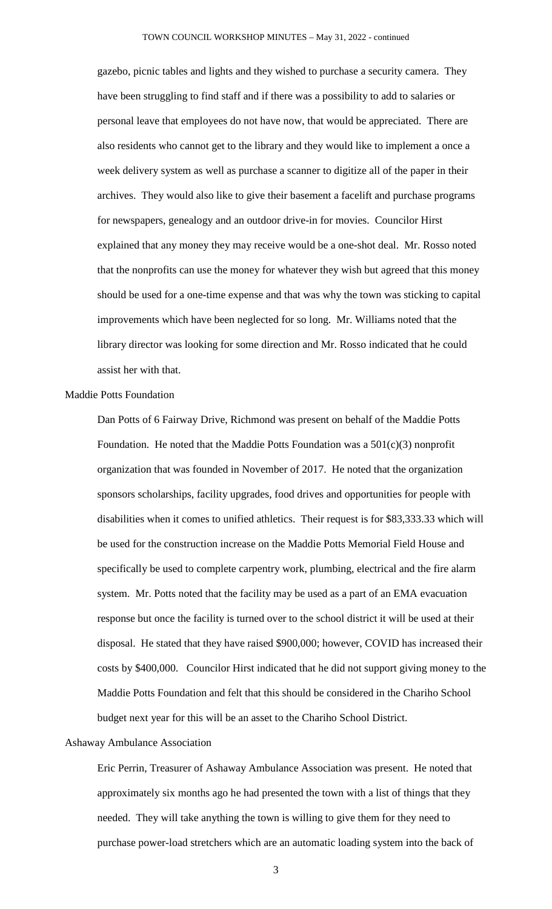gazebo, picnic tables and lights and they wished to purchase a security camera. They have been struggling to find staff and if there was a possibility to add to salaries or personal leave that employees do not have now, that would be appreciated. There are also residents who cannot get to the library and they would like to implement a once a week delivery system as well as purchase a scanner to digitize all of the paper in their archives. They would also like to give their basement a facelift and purchase programs for newspapers, genealogy and an outdoor drive-in for movies. Councilor Hirst explained that any money they may receive would be a one-shot deal. Mr. Rosso noted that the nonprofits can use the money for whatever they wish but agreed that this money should be used for a one-time expense and that was why the town was sticking to capital improvements which have been neglected for so long. Mr. Williams noted that the library director was looking for some direction and Mr. Rosso indicated that he could assist her with that.

Maddie Potts Foundation

Dan Potts of 6 Fairway Drive, Richmond was present on behalf of the Maddie Potts Foundation. He noted that the Maddie Potts Foundation was a 501(c)(3) nonprofit organization that was founded in November of 2017. He noted that the organization sponsors scholarships, facility upgrades, food drives and opportunities for people with disabilities when it comes to unified athletics. Their request is for $83,333.33 which will be used for the construction increase on the Maddie Potts Memorial Field House and specifically be used to complete carpentry work, plumbing, electrical and the fire alarm system. Mr. Potts noted that the facility may be used as a part of an EMA evacuation response but once the facility is turned over to the school district it will be used at their disposal. He stated that they have raised $900,000; however, COVID has increased their costs by $400,000. Councilor Hirst indicated that he did not support giving money to the Maddie Potts Foundation and felt that this should be considered in the Chariho School budget next year for this will be an asset to the Chariho School District.

Ashaway Ambulance Association

Eric Perrin, Treasurer of Ashaway Ambulance Association was present. He noted that approximately six months ago he had presented the town with a list of things that they needed. They will take anything the town is willing to give them for they need to purchase power-load stretchers which are an automatic loading system into the back of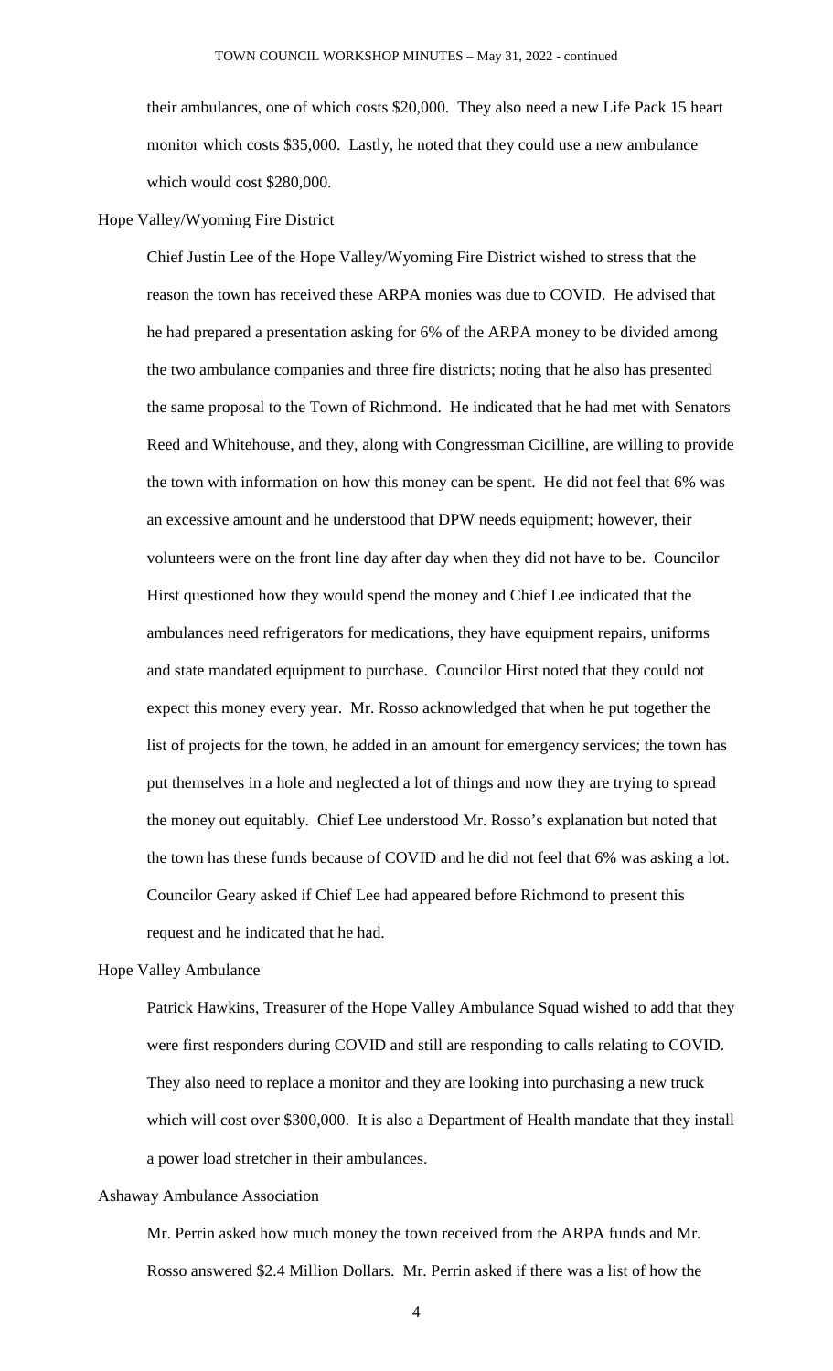their ambulances, one of which costs $20,000. They also need a new Life Pack 15 heart monitor which costs $35,000. Lastly, he noted that they could use a new ambulance which would cost $280,000.

Hope Valley/Wyoming Fire District

Chief Justin Lee of the Hope Valley/Wyoming Fire District wished to stress that the reason the town has received these ARPA monies was due to COVID. He advised that he had prepared a presentation asking for 6% of the ARPA money to be divided among the two ambulance companies and three fire districts; noting that he also has presented the same proposal to the Town of Richmond. He indicated that he had met with Senators Reed and Whitehouse, and they, along with Congressman Cicilline, are willing to provide the town with information on how this money can be spent. He did not feel that 6% was an excessive amount and he understood that DPW needs equipment; however, their volunteers were on the front line day after day when they did not have to be. Councilor Hirst questioned how they would spend the money and Chief Lee indicated that the ambulances need refrigerators for medications, they have equipment repairs, uniforms and state mandated equipment to purchase. Councilor Hirst noted that they could not expect this money every year. Mr. Rosso acknowledged that when he put together the list of projects for the town, he added in an amount for emergency services; the town has put themselves in a hole and neglected a lot of things and now they are trying to spread the money out equitably. Chief Lee understood Mr. Rosso's explanation but noted that the town has these funds because of COVID and he did not feel that 6% was asking a lot. Councilor Geary asked if Chief Lee had appeared before Richmond to present this request and he indicated that he had.

Hope Valley Ambulance

Patrick Hawkins, Treasurer of the Hope Valley Ambulance Squad wished to add that they were first responders during COVID and still are responding to calls relating to COVID. They also need to replace a monitor and they are looking into purchasing a new truck which will cost over $300,000. It is also a Department of Health mandate that they install a power load stretcher in their ambulances.

Ashaway Ambulance Association

Mr. Perrin asked how much money the town received from the ARPA funds and Mr. Rosso answered $2.4 Million Dollars. Mr. Perrin asked if there was a list of how the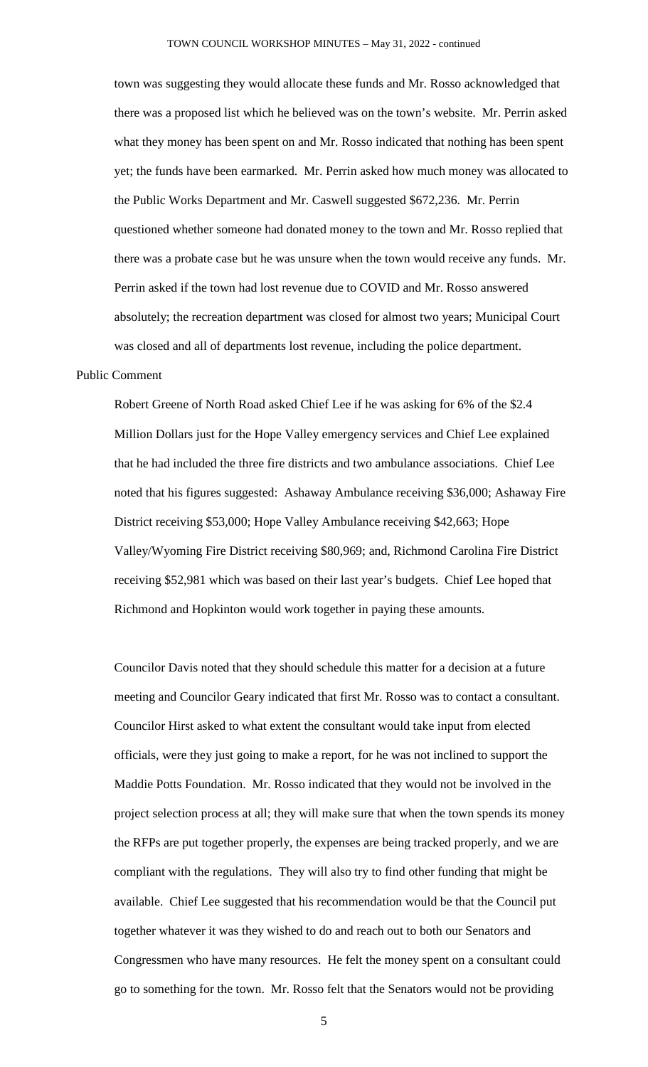town was suggesting they would allocate these funds and Mr. Rosso acknowledged that there was a proposed list which he believed was on the town's website. Mr. Perrin asked what they money has been spent on and Mr. Rosso indicated that nothing has been spent yet; the funds have been earmarked. Mr. Perrin asked how much money was allocated to the Public Works Department and Mr. Caswell suggested $672,236. Mr. Perrin questioned whether someone had donated money to the town and Mr. Rosso replied that there was a probate case but he was unsure when the town would receive any funds. Mr. Perrin asked if the town had lost revenue due to COVID and Mr. Rosso answered absolutely; the recreation department was closed for almost two years; Municipal Court was closed and all of departments lost revenue, including the police department.

Public Comment

Robert Greene of North Road asked Chief Lee if he was asking for 6% of the $2.4 Million Dollars just for the Hope Valley emergency services and Chief Lee explained that he had included the three fire districts and two ambulance associations. Chief Lee noted that his figures suggested: Ashaway Ambulance receiving $36,000; Ashaway Fire District receiving $53,000; Hope Valley Ambulance receiving $42,663; Hope Valley/Wyoming Fire District receiving $80,969; and, Richmond Carolina Fire District receiving $52,981 which was based on their last year's budgets. Chief Lee hoped that Richmond and Hopkinton would work together in paying these amounts.

Councilor Davis noted that they should schedule this matter for a decision at a future meeting and Councilor Geary indicated that first Mr. Rosso was to contact a consultant. Councilor Hirst asked to what extent the consultant would take input from elected officials, were they just going to make a report, for he was not inclined to support the Maddie Potts Foundation. Mr. Rosso indicated that they would not be involved in the project selection process at all; they will make sure that when the town spends its money the RFPs are put together properly, the expenses are being tracked properly, and we are compliant with the regulations. They will also try to find other funding that might be available. Chief Lee suggested that his recommendation would be that the Council put together whatever it was they wished to do and reach out to both our Senators and Congressmen who have many resources. He felt the money spent on a consultant could go to something for the town. Mr. Rosso felt that the Senators would not be providing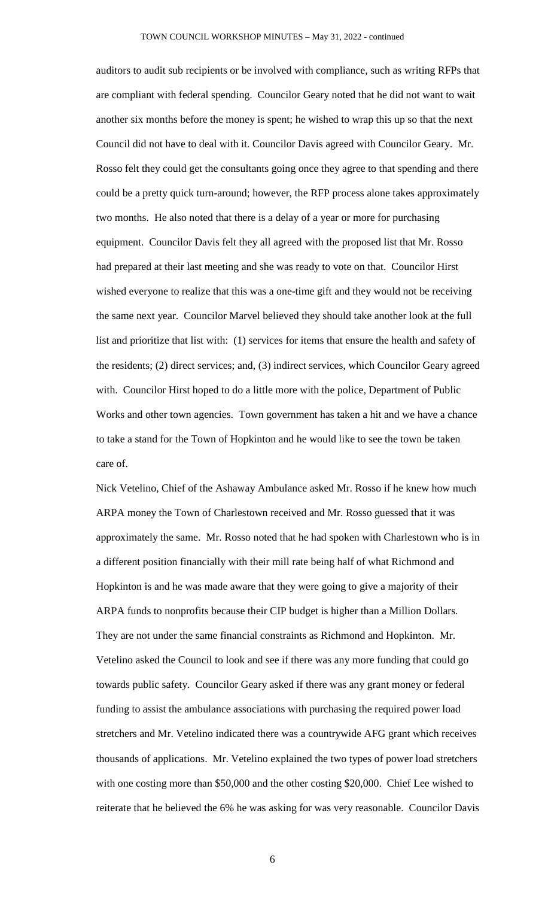auditors to audit sub recipients or be involved with compliance, such as writing RFPs that are compliant with federal spending. Councilor Geary noted that he did not want to wait another six months before the money is spent; he wished to wrap this up so that the next Council did not have to deal with it. Councilor Davis agreed with Councilor Geary. Mr. Rosso felt they could get the consultants going once they agree to that spending and there could be a pretty quick turn-around; however, the RFP process alone takes approximately two months. He also noted that there is a delay of a year or more for purchasing equipment. Councilor Davis felt they all agreed with the proposed list that Mr. Rosso had prepared at their last meeting and she was ready to vote on that. Councilor Hirst wished everyone to realize that this was a one-time gift and they would not be receiving the same next year. Councilor Marvel believed they should take another look at the full list and prioritize that list with: (1) services for items that ensure the health and safety of the residents; (2) direct services; and, (3) indirect services, which Councilor Geary agreed with. Councilor Hirst hoped to do a little more with the police, Department of Public Works and other town agencies. Town government has taken a hit and we have a chance to take a stand for the Town of Hopkinton and he would like to see the town be taken care of.

Nick Vetelino, Chief of the Ashaway Ambulance asked Mr. Rosso if he knew how much ARPA money the Town of Charlestown received and Mr. Rosso guessed that it was approximately the same. Mr. Rosso noted that he had spoken with Charlestown who is in a different position financially with their mill rate being half of what Richmond and Hopkinton is and he was made aware that they were going to give a majority of their ARPA funds to nonprofits because their CIP budget is higher than a Million Dollars. They are not under the same financial constraints as Richmond and Hopkinton. Mr. Vetelino asked the Council to look and see if there was any more funding that could go towards public safety. Councilor Geary asked if there was any grant money or federal funding to assist the ambulance associations with purchasing the required power load stretchers and Mr. Vetelino indicated there was a countrywide AFG grant which receives thousands of applications. Mr. Vetelino explained the two types of power load stretchers with one costing more than $50,000 and the other costing $20,000. Chief Lee wished to reiterate that he believed the 6% he was asking for was very reasonable. Councilor Davis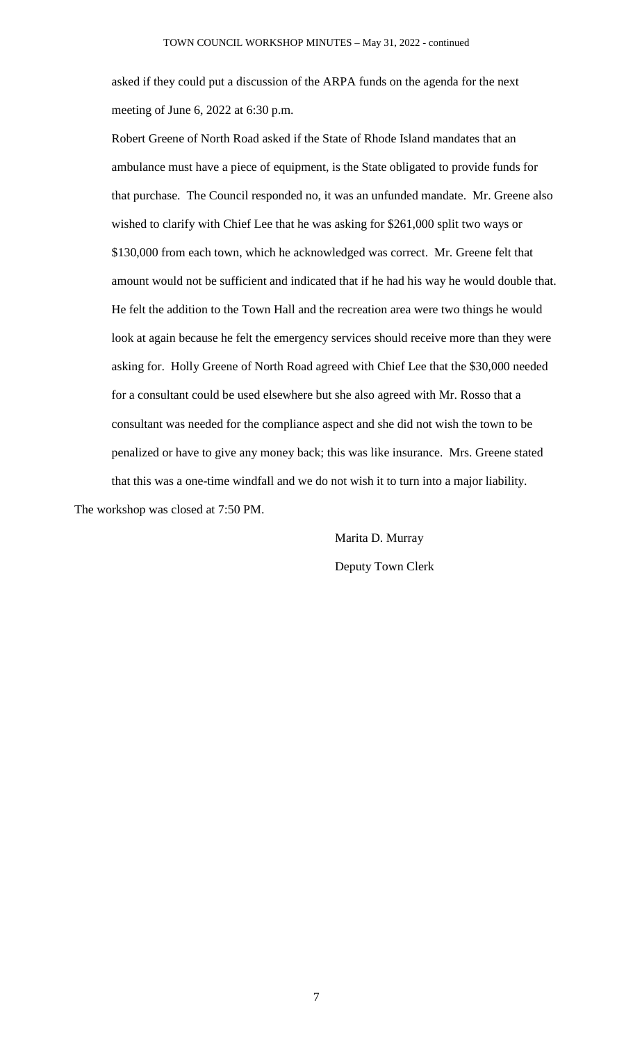asked if they could put a discussion of the ARPA funds on the agenda for the next meeting of June 6, 2022 at 6:30 p.m.

Robert Greene of North Road asked if the State of Rhode Island mandates that an ambulance must have a piece of equipment, is the State obligated to provide funds for that purchase. The Council responded no, it was an unfunded mandate. Mr. Greene also wished to clarify with Chief Lee that he was asking for $261,000 split two ways or $130,000 from each town, which he acknowledged was correct. Mr. Greene felt that amount would not be sufficient and indicated that if he had his way he would double that. He felt the addition to the Town Hall and the recreation area were two things he would look at again because he felt the emergency services should receive more than they were asking for. Holly Greene of North Road agreed with Chief Lee that the $30,000 needed for a consultant could be used elsewhere but she also agreed with Mr. Rosso that a consultant was needed for the compliance aspect and she did not wish the town to be penalized or have to give any money back; this was like insurance. Mrs. Greene stated that this was a one-time windfall and we do not wish it to turn into a major liability.

The workshop was closed at 7:50 PM.

Marita D. Murray

Deputy Town Clerk